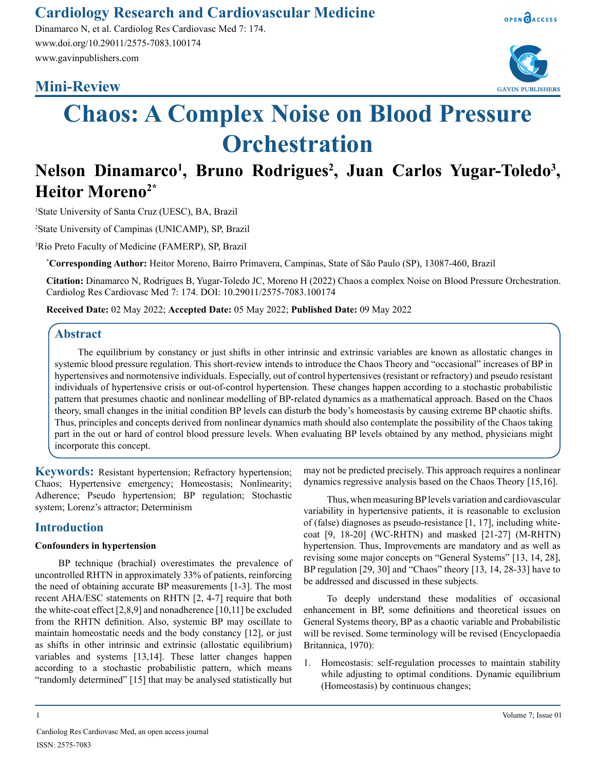## Mini-Review

# Chaos: A Complex Noise on Blood Pressure Orchestration

**Nelson Dinamarco[1], Bruno Rodrigues[2], Juan Carlos Yugar-Toledo[3], Heitor Moreno[2*]**

[1]State University of Santa Cruz (UESC), BA, Brazil

[2]State University of Campinas (UNICAMP), SP, Brazil

[3]Rio Preto Faculty of Medicine (FAMERP), SP, Brazil

[*]**Corresponding Author:** Heitor Moreno, Bairro Primavera, Campinas, State of São Paulo (SP), 13087-460, Brazil

**Citation:** Dinamarco N, Rodrigues B, Yugar-Toledo JC, Moreno H (2022) Chaos a complex Noise on Blood Pressure Orchestration. Cardiolog Res Cardiovasc Med 7: 174. DOI: 10.29011/2575-7083.100174

**Received Date:** 02 May 2022; **Accepted Date:** 05 May 2022; **Published Date:** 09 May 2022

## Abstract

The equilibrium by constancy or just shifts in other intrinsic and extrinsic variables are known as allostatic changes in systemic blood pressure regulation. This short-review intends to introduce the Chaos Theory and "occasional" increases of BP in hypertensives and normotensive individuals. Especially, out of control hypertensives (resistant or refractory) and pseudo resistant individuals of hypertensive crisis or out-of-control hypertension. These changes happen according to a stochastic probabilistic pattern that presumes chaotic and nonlinear modelling of BP-related dynamics as a mathematical approach. Based on the Chaos theory, small changes in the initial condition BP levels can disturb the body's homeostasis by causing extreme BP chaotic shifts. Thus, principles and concepts derived from nonlinear dynamics math should also contemplate the possibility of the Chaos taking part in the out or hard of control blood pressure levels. When evaluating BP levels obtained by any method, physicians might incorporate this concept.

**Keywords:** Resistant hypertension; Refractory hypertension; Chaos; Hypertensive emergency; Homeostasis; Nonlinearity; Adherence; Pseudo hypertension; BP regulation; Stochastic system; Lorenz's attractor; Determinism

## Introduction

### Confounders in hypertension

BP technique (brachial) overestimates the prevalence of uncontrolled RHTN in approximately 33% of patients, reinforcing the need of obtaining accurate BP measurements [1-3]. The most recent AHA/ESC statements on RHTN [2, 4-7] require that both the white-coat effect [2,8,9] and nonadherence [10,11] be excluded from the RHTN definition. Also, systemic BP may oscillate to maintain homeostatic needs and the body constancy [12], or just as shifts in other intrinsic and extrinsic (allostatic equilibrium) variables and systems [13,14]. These latter changes happen according to a stochastic probabilistic pattern, which means "randomly determined" [15] that may be analysed statistically but may not be predicted precisely. This approach requires a nonlinear dynamics regressive analysis based on the Chaos Theory [15,16].

Thus, when measuring BP levels variation and cardiovascular variability in hypertensive patients, it is reasonable to exclusion of (false) diagnoses as pseudo-resistance [1, 17], including white-coat [9, 18-20] (WC-RHTN) and masked [21-27] (M-RHTN) hypertension. Thus, Improvements are mandatory and as well as revising some major concepts on "General Systems" [13, 14, 28], BP regulation [29, 30] and "Chaos" theory [13, 14, 28-33] have to be addressed and discussed in these subjects.

To deeply understand these modalities of occasional enhancement in BP, some definitions and theoretical issues on General Systems theory, BP as a chaotic variable and Probabilistic will be revised. Some terminology will be revised (Encyclopaedia Britannica, 1970):

1. Homeostasis: self-regulation processes to maintain stability while adjusting to optimal conditions. Dynamic equilibrium (Homeostasis) by continuous changes;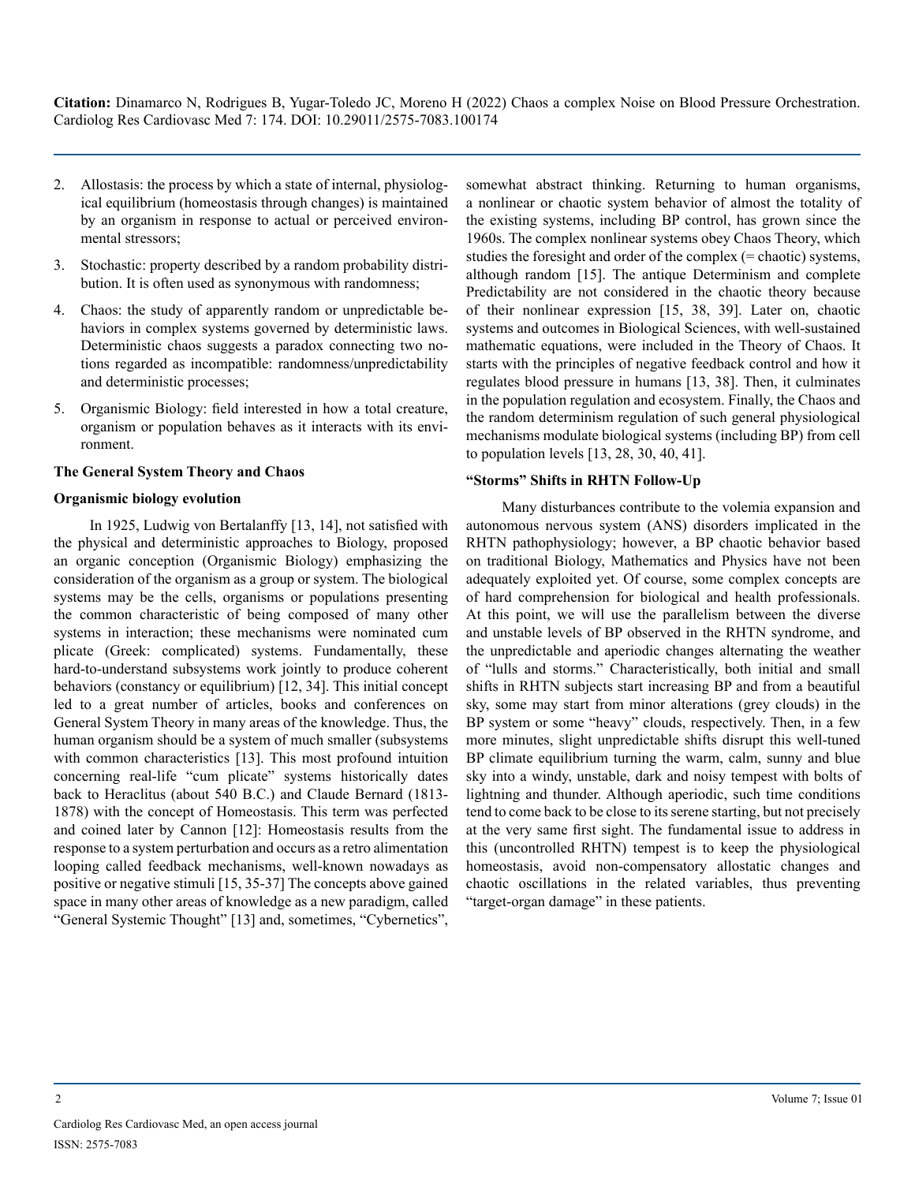2. Allostasis: the process by which a state of internal, physiological equilibrium (homeostasis through changes) is maintained by an organism in response to actual or perceived environmental stressors;

3. Stochastic: property described by a random probability distribution. It is often used as synonymous with randomness;

4. Chaos: the study of apparently random or unpredictable behaviors in complex systems governed by deterministic laws. Deterministic chaos suggests a paradox connecting two notions regarded as incompatible: randomness/unpredictability and deterministic processes;

5. Organismic Biology: field interested in how a total creature, organism or population behaves as it interacts with its environment.

### The General System Theory and Chaos

#### Organismic biology evolution

In 1925, Ludwig von Bertalanffy [13, 14], not satisfied with the physical and deterministic approaches to Biology, proposed an organic conception (Organismic Biology) emphasizing the consideration of the organism as a group or system. The biological systems may be the cells, organisms or populations presenting the common characteristic of being composed of many other systems in interaction; these mechanisms were nominated cum plicate (Greek: complicated) systems. Fundamentally, these hard-to-understand subsystems work jointly to produce coherent behaviors (constancy or equilibrium) [12, 34]. This initial concept led to a great number of articles, books and conferences on General System Theory in many areas of the knowledge. Thus, the human organism should be a system of much smaller (subsystems with common characteristics [13]. This most profound intuition concerning real-life "cum plicate" systems historically dates back to Heraclitus (about 540 B.C.) and Claude Bernard (1813-1878) with the concept of Homeostasis. This term was perfected and coined later by Cannon [12]: Homeostasis results from the response to a system perturbation and occurs as a retro alimentation looping called feedback mechanisms, well-known nowadays as positive or negative stimuli [15, 35-37] The concepts above gained space in many other areas of knowledge as a new paradigm, called "General Systemic Thought" [13] and, sometimes, "Cybernetics", somewhat abstract thinking. Returning to human organisms, a nonlinear or chaotic system behavior of almost the totality of the existing systems, including BP control, has grown since the 1960s. The complex nonlinear systems obey Chaos Theory, which studies the foresight and order of the complex (= chaotic) systems, although random [15]. The antique Determinism and complete Predictability are not considered in the chaotic theory because of their nonlinear expression [15, 38, 39]. Later on, chaotic systems and outcomes in Biological Sciences, with well-sustained mathematic equations, were included in the Theory of Chaos. It starts with the principles of negative feedback control and how it regulates blood pressure in humans [13, 38]. Then, it culminates in the population regulation and ecosystem. Finally, the Chaos and the random determinism regulation of such general physiological mechanisms modulate biological systems (including BP) from cell to population levels [13, 28, 30, 40, 41].

### "Storms" Shifts in RHTN Follow-Up

Many disturbances contribute to the volemia expansion and autonomous nervous system (ANS) disorders implicated in the RHTN pathophysiology; however, a BP chaotic behavior based on traditional Biology, Mathematics and Physics have not been adequately exploited yet. Of course, some complex concepts are of hard comprehension for biological and health professionals. At this point, we will use the parallelism between the diverse and unstable levels of BP observed in the RHTN syndrome, and the unpredictable and aperiodic changes alternating the weather of "lulls and storms." Characteristically, both initial and small shifts in RHTN subjects start increasing BP and from a beautiful sky, some may start from minor alterations (grey clouds) in the BP system or some "heavy" clouds, respectively. Then, in a few more minutes, slight unpredictable shifts disrupt this well-tuned BP climate equilibrium turning the warm, calm, sunny and blue sky into a windy, unstable, dark and noisy tempest with bolts of lightning and thunder. Although aperiodic, such time conditions tend to come back to be close to its serene starting, but not precisely at the very same first sight. The fundamental issue to address in this (uncontrolled RHTN) tempest is to keep the physiological homeostasis, avoid non-compensatory allostatic changes and chaotic oscillations in the related variables, thus preventing "target-organ damage" in these patients.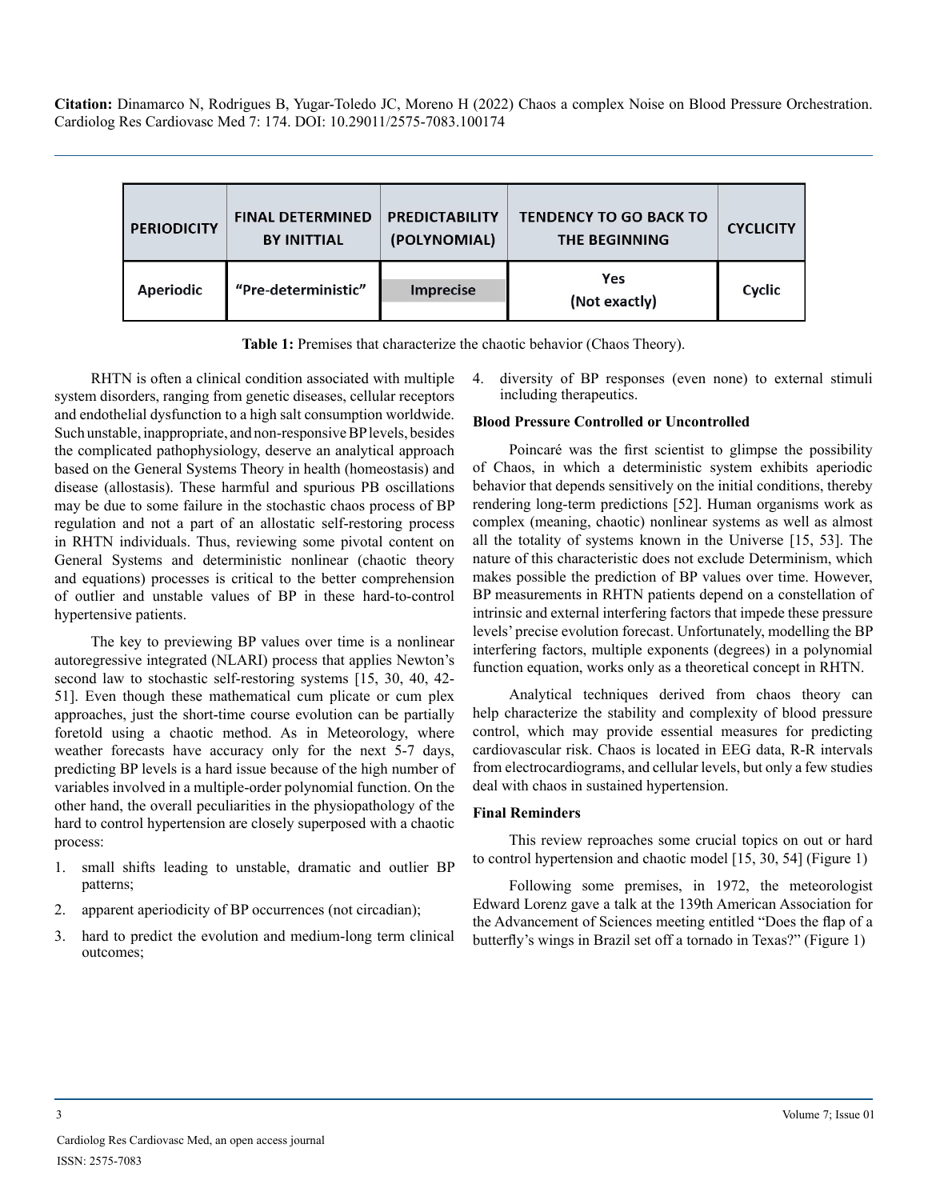| PERIODICITY | FINAL DETERMINED BY INITTIAL | PREDICTABILITY (POLYNOMIAL) | TENDENCY TO GO BACK TO THE BEGINNING | CYCLICITY |
|---|---|---|---|---|
| Aperiodic | "Pre-deterministic" | Imprecise | Yes (Not exactly) | Cyclic |

**Table 1:** Premises that characterize the chaotic behavior (Chaos Theory).

RHTN is often a clinical condition associated with multiple system disorders, ranging from genetic diseases, cellular receptors and endothelial dysfunction to a high salt consumption worldwide. Such unstable, inappropriate, and non-responsive BP levels, besides the complicated pathophysiology, deserve an analytical approach based on the General Systems Theory in health (homeostasis) and disease (allostasis). These harmful and spurious PB oscillations may be due to some failure in the stochastic chaos process of BP regulation and not a part of an allostatic self-restoring process in RHTN individuals. Thus, reviewing some pivotal content on General Systems and deterministic nonlinear (chaotic theory and equations) processes is critical to the better comprehension of outlier and unstable values of BP in these hard-to-control hypertensive patients.

The key to previewing BP values over time is a nonlinear autoregressive integrated (NLARI) process that applies Newton's second law to stochastic self-restoring systems [15, 30, 40, 42-51]. Even though these mathematical cum plicate or cum plex approaches, just the short-time course evolution can be partially foretold using a chaotic method. As in Meteorology, where weather forecasts have accuracy only for the next 5-7 days, predicting BP levels is a hard issue because of the high number of variables involved in a multiple-order polynomial function. On the other hand, the overall peculiarities in the physiopathology of the hard to control hypertension are closely superposed with a chaotic process:

1. small shifts leading to unstable, dramatic and outlier BP patterns;
2. apparent aperiodicity of BP occurrences (not circadian);
3. hard to predict the evolution and medium-long term clinical outcomes;
4. diversity of BP responses (even none) to external stimuli including therapeutics.

**Blood Pressure Controlled or Uncontrolled**

Poincaré was the first scientist to glimpse the possibility of Chaos, in which a deterministic system exhibits aperiodic behavior that depends sensitively on the initial conditions, thereby rendering long-term predictions [52]. Human organisms work as complex (meaning, chaotic) nonlinear systems as well as almost all the totality of systems known in the Universe [15, 53]. The nature of this characteristic does not exclude Determinism, which makes possible the prediction of BP values over time. However, BP measurements in RHTN patients depend on a constellation of intrinsic and external interfering factors that impede these pressure levels' precise evolution forecast. Unfortunately, modelling the BP interfering factors, multiple exponents (degrees) in a polynomial function equation, works only as a theoretical concept in RHTN.

Analytical techniques derived from chaos theory can help characterize the stability and complexity of blood pressure control, which may provide essential measures for predicting cardiovascular risk. Chaos is located in EEG data, R-R intervals from electrocardiograms, and cellular levels, but only a few studies deal with chaos in sustained hypertension.

**Final Reminders**

This review reproaches some crucial topics on out or hard to control hypertension and chaotic model [15, 30, 54] (Figure 1)

Following some premises, in 1972, the meteorologist Edward Lorenz gave a talk at the 139th American Association for the Advancement of Sciences meeting entitled "Does the flap of a butterfly's wings in Brazil set off a tornado in Texas?" (Figure 1)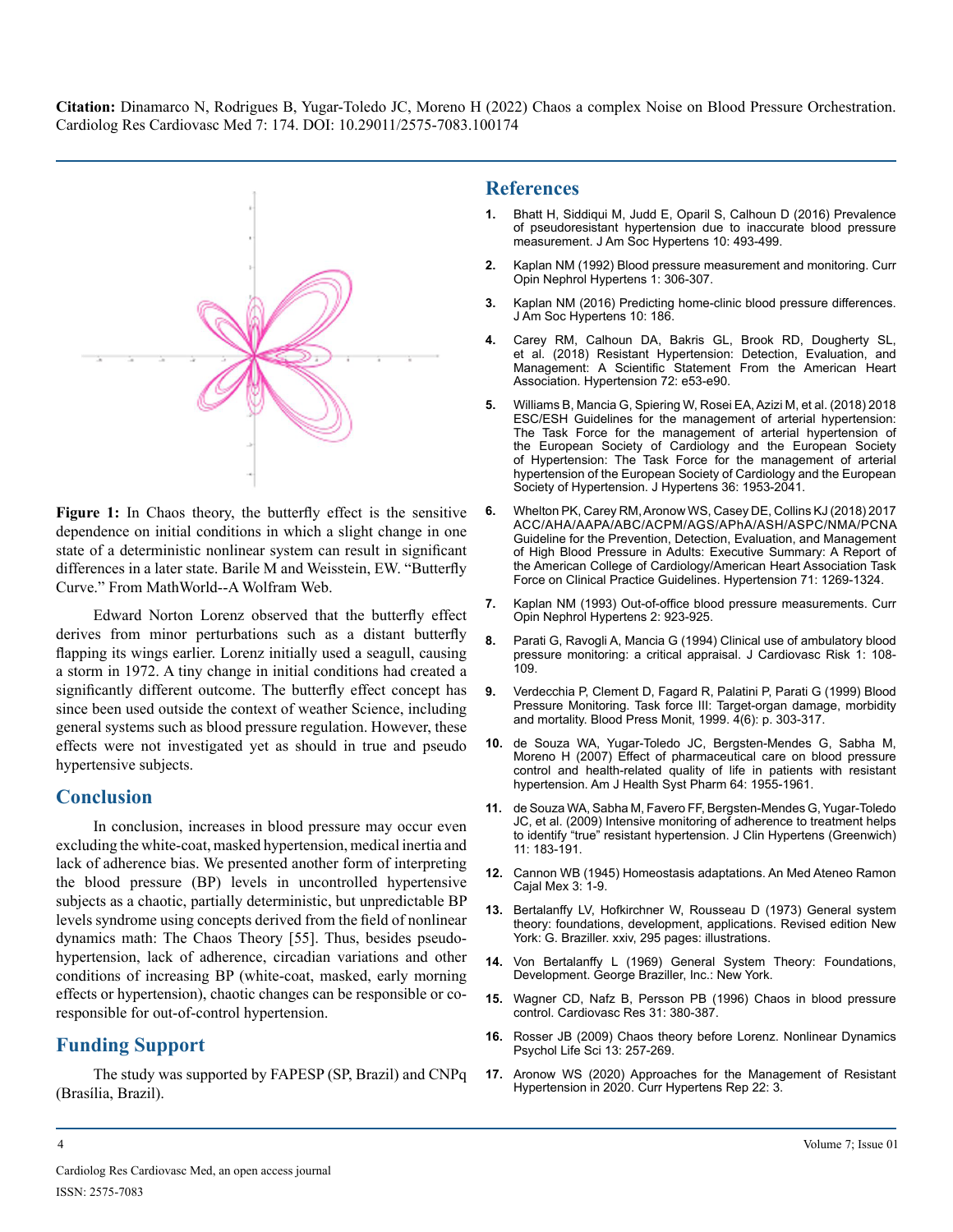**Figure 1:** In Chaos theory, the butterfly effect is the sensitive dependence on initial conditions in which a slight change in one state of a deterministic nonlinear system can result in significant differences in a later state. Barile M and Weisstein, EW. "Butterfly Curve." From MathWorld--A Wolfram Web.

Edward Norton Lorenz observed that the butterfly effect derives from minor perturbations such as a distant butterfly flapping its wings earlier. Lorenz initially used a seagull, causing a storm in 1972. A tiny change in initial conditions had created a significantly different outcome. The butterfly effect concept has since been used outside the context of weather Science, including general systems such as blood pressure regulation. However, these effects were not investigated yet as should in true and pseudo hypertensive subjects.

## Conclusion

In conclusion, increases in blood pressure may occur even excluding the white-coat, masked hypertension, medical inertia and lack of adherence bias. We presented another form of interpreting the blood pressure (BP) levels in uncontrolled hypertensive subjects as a chaotic, partially deterministic, but unpredictable BP levels syndrome using concepts derived from the field of nonlinear dynamics math: The Chaos Theory [55]. Thus, besides pseudo-hypertension, lack of adherence, circadian variations and other conditions of increasing BP (white-coat, masked, early morning effects or hypertension), chaotic changes can be responsible or co-responsible for out-of-control hypertension.

## Funding Support

The study was supported by FAPESP (SP, Brazil) and CNPq (Brasília, Brazil).

## References

1. Bhatt H, Siddiqui M, Judd E, Oparil S, Calhoun D (2016) Prevalence of pseudoresistant hypertension due to inaccurate blood pressure measurement. J Am Soc Hypertens 10: 493-499.
2. Kaplan NM (1992) Blood pressure measurement and monitoring. Curr Opin Nephrol Hypertens 1: 306-307.
3. Kaplan NM (2016) Predicting home-clinic blood pressure differences. J Am Soc Hypertens 10: 186.
4. Carey RM, Calhoun DA, Bakris GL, Brook RD, Dougherty SL, et al. (2018) Resistant Hypertension: Detection, Evaluation, and Management: A Scientific Statement From the American Heart Association. Hypertension 72: e53-e90.
5. Williams B, Mancia G, Spiering W, Rosei EA, Azizi M, et al. (2018) 2018 ESC/ESH Guidelines for the management of arterial hypertension: The Task Force for the management of arterial hypertension of the European Society of Cardiology and the European Society of Hypertension: The Task Force for the management of arterial hypertension of the European Society of Cardiology and the European Society of Hypertension. J Hypertens 36: 1953-2041.
6. Whelton PK, Carey RM, Aronow WS, Casey DE, Collins KJ (2018) 2017 ACC/AHA/AAPA/ABC/ACPM/AGS/APhA/ASH/ASPC/NMA/PCNA Guideline for the Prevention, Detection, Evaluation, and Management of High Blood Pressure in Adults: Executive Summary: A Report of the American College of Cardiology/American Heart Association Task Force on Clinical Practice Guidelines. Hypertension 71: 1269-1324.
7. Kaplan NM (1993) Out-of-office blood pressure measurements. Curr Opin Nephrol Hypertens 2: 923-925.
8. Parati G, Ravogli A, Mancia G (1994) Clinical use of ambulatory blood pressure monitoring: a critical appraisal. J Cardiovasc Risk 1: 108-109.
9. Verdecchia P, Clement D, Fagard R, Palatini P, Parati G (1999) Blood Pressure Monitoring. Task force III: Target-organ damage, morbidity and mortality. Blood Press Monit, 1999. 4(6): p. 303-317.
10. de Souza WA, Yugar-Toledo JC, Bergsten-Mendes G, Sabha M, Moreno H (2007) Effect of pharmaceutical care on blood pressure control and health-related quality of life in patients with resistant hypertension. Am J Health Syst Pharm 64: 1955-1961.
11. de Souza WA, Sabha M, Favero FF, Bergsten-Mendes G, Yugar-Toledo JC, et al. (2009) Intensive monitoring of adherence to treatment helps to identify "true" resistant hypertension. J Clin Hypertens (Greenwich) 11: 183-191.
12. Cannon WB (1945) Homeostasis adaptations. An Med Ateneo Ramon Cajal Mex 3: 1-9.
13. Bertalanffy LV, Hofkirchner W, Rousseau D (1973) General system theory: foundations, development, applications. Revised edition New York: G. Braziller. xxiv, 295 pages: illustrations.
14. Von Bertalanffy L (1969) General System Theory: Foundations, Development. George Braziller, Inc.: New York.
15. Wagner CD, Nafz B, Persson PB (1996) Chaos in blood pressure control. Cardiovasc Res 31: 380-387.
16. Rosser JB (2009) Chaos theory before Lorenz. Nonlinear Dynamics Psychol Life Sci 13: 257-269.
17. Aronow WS (2020) Approaches for the Management of Resistant Hypertension in 2020. Curr Hypertens Rep 22: 3.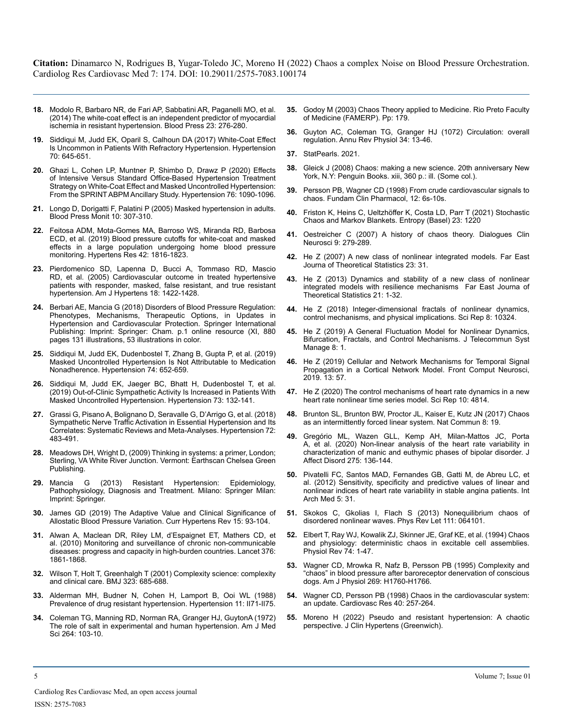18. Modolo R, Barbaro NR, de Fari AP, Sabbatini AR, Paganelli MO, et al. (2014) The white-coat effect is an independent predictor of myocardial ischemia in resistant hypertension. Blood Press 23: 276-280.

19. Siddiqui M, Judd EK, Oparil S, Calhoun DA (2017) White-Coat Effect Is Uncommon in Patients With Refractory Hypertension. Hypertension 70: 645-651.

20. Ghazi L, Cohen LP, Muntner P, Shimbo D, Drawz P (2020) Effects of Intensive Versus Standard Office-Based Hypertension Treatment Strategy on White-Coat Effect and Masked Uncontrolled Hypertension: From the SPRINT ABPM Ancillary Study. Hypertension 76: 1090-1096.

21. Longo D, Dorigatti F, Palatini P (2005) Masked hypertension in adults. Blood Press Monit 10: 307-310.

22. Feitosa ADM, Mota-Gomes MA, Barroso WS, Miranda RD, Barbosa ECD, et al. (2019) Blood pressure cutoffs for white-coat and masked effects in a large population undergoing home blood pressure monitoring. Hypertens Res 42: 1816-1823.

23. Pierdomenico SD, Lapenna D, Bucci A, Tommaso RD, Mascio RD, et al. (2005) Cardiovascular outcome in treated hypertensive patients with responder, masked, false resistant, and true resistant hypertension. Am J Hypertens 18: 1422-1428.

24. Berbari AE, Mancia G (2018) Disorders of Blood Pressure Regulation: Phenotypes, Mechanisms, Therapeutic Options, in Updates in Hypertension and Cardiovascular Protection. Springer International Publishing: Imprint: Springer: Cham. p.1 online resource (XI, 880 pages 131 illustrations, 53 illustrations in color.

25. Siddiqui M, Judd EK, Dudenbostel T, Zhang B, Gupta P, et al. (2019) Masked Uncontrolled Hypertension Is Not Attributable to Medication Nonadherence. Hypertension 74: 652-659.

26. Siddiqui M, Judd EK, Jaeger BC, Bhatt H, Dudenbostel T, et al. (2019) Out-of-Clinic Sympathetic Activity Is Increased in Patients With Masked Uncontrolled Hypertension. Hypertension 73: 132-141.

27. Grassi G, Pisano A, Bolignano D, Seravalle G, D'Arrigo G, et al. (2018) Sympathetic Nerve Traffic Activation in Essential Hypertension and Its Correlates: Systematic Reviews and Meta-Analyses. Hypertension 72: 483-491.

28. Meadows DH, Wright D, (2009) Thinking in systems: a primer, London; Sterling, VA White River Junction. Vermont: Earthscan Chelsea Green Publishing.

29. Mancia G (2013) Resistant Hypertension: Epidemiology, Pathophysiology, Diagnosis and Treatment. Milano: Springer Milan: Imprint: Springer.

30. James GD (2019) The Adaptive Value and Clinical Significance of Allostatic Blood Pressure Variation. Curr Hypertens Rev 15: 93-104.

31. Alwan A, Maclean DR, Riley LM, d'Espaignet ET, Mathers CD, et al. (2010) Monitoring and surveillance of chronic non-communicable diseases: progress and capacity in high-burden countries. Lancet 376: 1861-1868.

32. Wilson T, Holt T, Greenhalgh T (2001) Complexity science: complexity and clinical care. BMJ 323: 685-688.

33. Alderman MH, Budner N, Cohen H, Lamport B, Ooi WL (1988) Prevalence of drug resistant hypertension. Hypertension 11: II71-II75.

34. Coleman TG, Manning RD, Norman RA, Granger HJ, GuytonA (1972) The role of salt in experimental and human hypertension. Am J Med Sci 264: 103-10.

35. Godoy M (2003) Chaos Theory applied to Medicine. Rio Preto Faculty of Medicine (FAMERP). Pp: 179.

36. Guyton AC, Coleman TG, Granger HJ (1072) Circulation: overall regulation. Annu Rev Physiol 34: 13-46.

37. StatPearls. 2021.

38. Gleick J (2008) Chaos: making a new science. 20th anniversary New York, N.Y: Penguin Books. xiii, 360 p.: ill. (Some col.).

39. Persson PB, Wagner CD (1998) From crude cardiovascular signals to chaos. Fundam Clin Pharmacol, 12: 6s-10s.

40. Friston K, Heins C, Ueltzhöffer K, Costa LD, Parr T (2021) Stochastic Chaos and Markov Blankets. Entropy (Basel) 23: 1220

41. Oestreicher C (2007) A history of chaos theory. Dialogues Clin Neurosci 9: 279-289.

42. He Z (2007) A new class of nonlinear integrated models. Far East Journa of Theoretical Statistics 23: 31.

43. He Z (2013) Dynamics and stability of a new class of nonlinear integrated models with resilience mechanisms Far East Journa of Theoretical Statistics 21: 1-32.

44. He Z (2018) Integer-dimensional fractals of nonlinear dynamics, control mechanisms, and physical implications. Sci Rep 8: 10324.

45. He Z (2019) A General Fluctuation Model for Nonlinear Dynamics, Bifurcation, Fractals, and Control Mechanisms. J Telecommun Syst Manage 8: 1.

46. He Z (2019) Cellular and Network Mechanisms for Temporal Signal Propagation in a Cortical Network Model. Front Comput Neurosci, 2019. 13: 57.

47. He Z (2020) The control mechanisms of heart rate dynamics in a new heart rate nonlinear time series model. Sci Rep 10: 4814.

48. Brunton SL, Brunton BW, Proctor JL, Kaiser E, Kutz JN (2017) Chaos as an intermittently forced linear system. Nat Commun 8: 19.

49. Gregório ML, Wazen GLL, Kemp AH, Milan-Mattos JC, Porta A, et al. (2020) Non-linear analysis of the heart rate variability in characterization of manic and euthymic phases of bipolar disorder. J Affect Disord 275: 136-144.

50. Pivatelli FC, Santos MAD, Fernandes GB, Gatti M, de Abreu LC, et al. (2012) Sensitivity, specificity and predictive values of linear and nonlinear indices of heart rate variability in stable angina patients. Int Arch Med 5: 31.

51. Skokos C, Gkolias I, Flach S (2013) Nonequilibrium chaos of disordered nonlinear waves. Phys Rev Let 111: 064101.

52. Elbert T, Ray WJ, Kowalik ZJ, Skinner JE, Graf KE, et al. (1994) Chaos and physiology: deterministic chaos in excitable cell assemblies. Physiol Rev 74: 1-47.

53. Wagner CD, Mrowka R, Nafz B, Persson PB (1995) Complexity and "chaos" in blood pressure after baroreceptor denervation of conscious dogs. Am J Physiol 269: H1760-H1766.

54. Wagner CD, Persson PB (1998) Chaos in the cardiovascular system: an update. Cardiovasc Res 40: 257-264.

55. Moreno H (2022) Pseudo and resistant hypertension: A chaotic perspective. J Clin Hypertens (Greenwich).